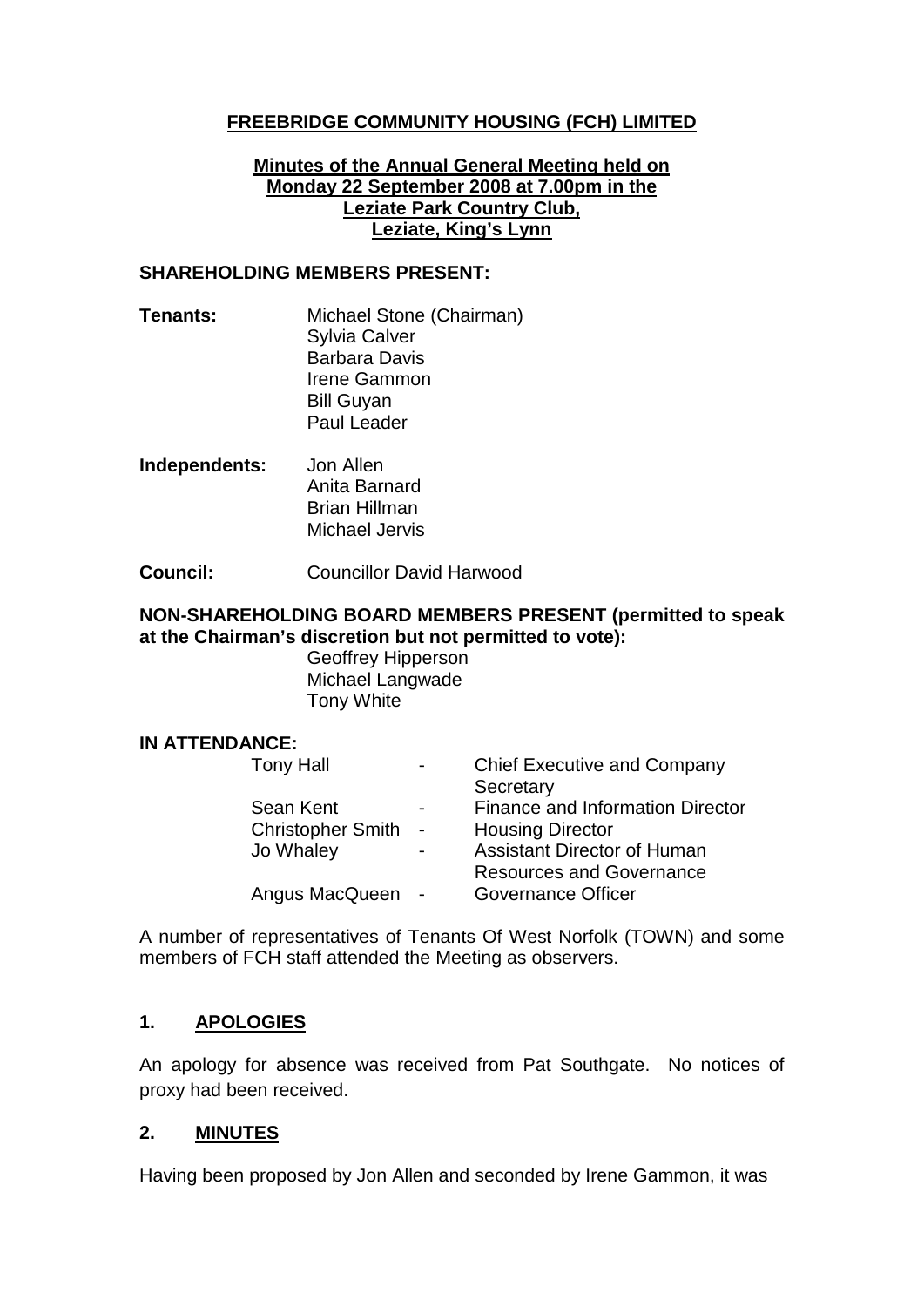# FREEBRIDGE COMMUNITY HOUSING (FCH) LIMITED

**Minutes of the Annual General Meeting held on Monday 22 September 2008 at 7.00pm in the Leziate Park Country Club, Leziate, King's Lynn**

## SHAREHOLDING MEMBERS PRESENT:

**Tenants:**
Michael Stone (Chairman)
Sylvia Calver
Barbara Davis
Irene Gammon
Bill Guyan
Paul Leader

**Independents:**
Jon Allen
Anita Barnard
Brian Hillman
Michael Jervis

**Council:**
Councillor David Harwood

## NON-SHAREHOLDING BOARD MEMBERS PRESENT (permitted to speak at the Chairman's discretion but not permitted to vote):

Geoffrey Hipperson
Michael Langwade
Tony White

## IN ATTENDANCE:

| | | |
|---|---|---|
| Tony Hall | - | Chief Executive and Company Secretary |
| Sean Kent | - | Finance and Information Director |
| Christopher Smith | - | Housing Director |
| Jo Whaley | - | Assistant Director of Human Resources and Governance |
| Angus MacQueen | - | Governance Officer |

A number of representatives of Tenants Of West Norfolk (TOWN) and some members of FCH staff attended the Meeting as observers.

## 1. APOLOGIES

An apology for absence was received from Pat Southgate. No notices of proxy had been received.

## 2. MINUTES

Having been proposed by Jon Allen and seconded by Irene Gammon, it was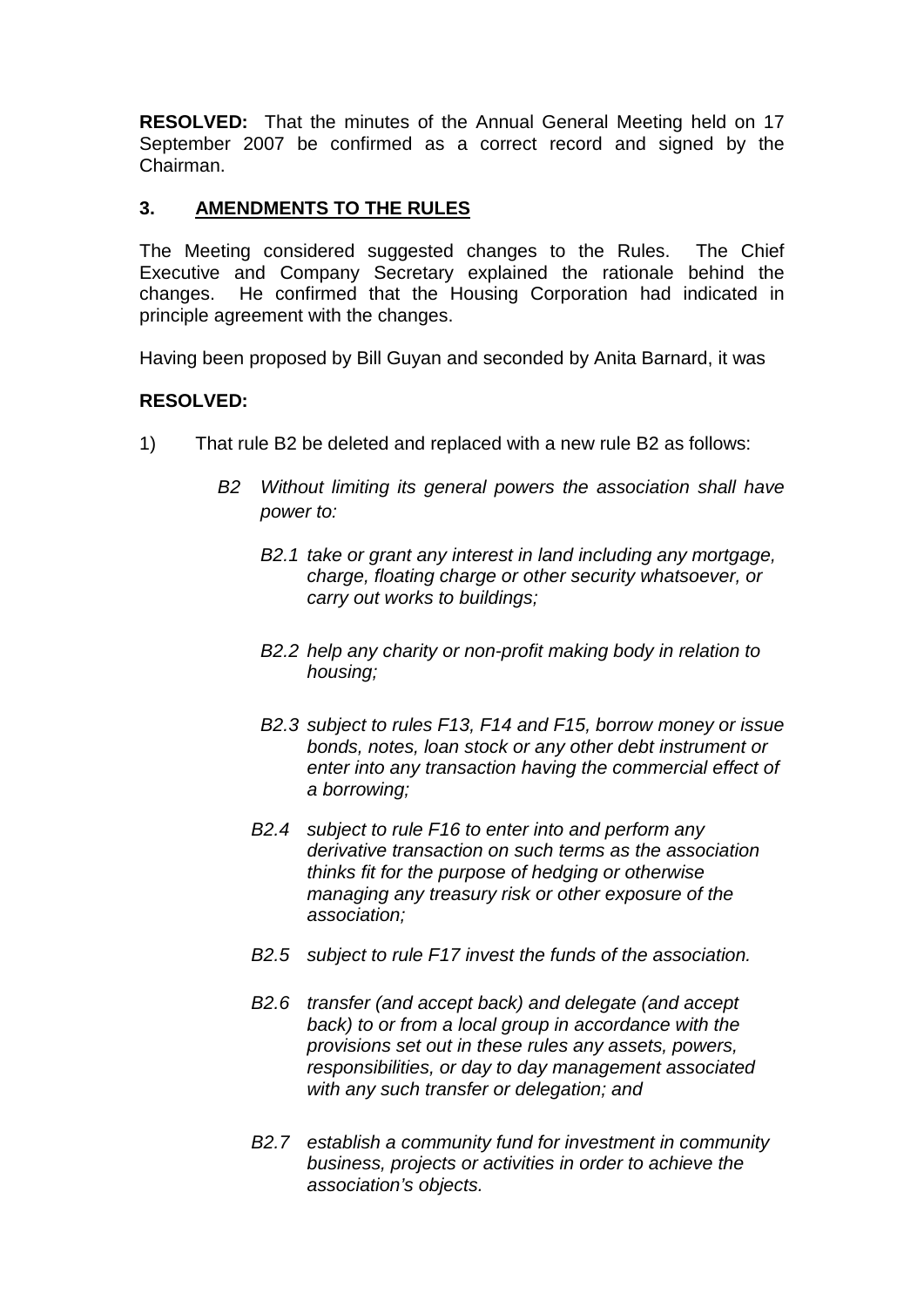**RESOLVED:** That the minutes of the Annual General Meeting held on 17 September 2007 be confirmed as a correct record and signed by the Chairman.

## 3. AMENDMENTS TO THE RULES

The Meeting considered suggested changes to the Rules. The Chief Executive and Company Secretary explained the rationale behind the changes. He confirmed that the Housing Corporation had indicated in principle agreement with the changes.

Having been proposed by Bill Guyan and seconded by Anita Barnard, it was

**RESOLVED:**

1) That rule B2 be deleted and replaced with a new rule B2 as follows:

*B2 Without limiting its general powers the association shall have power to:*

*B2.1 take or grant any interest in land including any mortgage, charge, floating charge or other security whatsoever, or carry out works to buildings;*

*B2.2 help any charity or non-profit making body in relation to housing;*

*B2.3 subject to rules F13, F14 and F15, borrow money or issue bonds, notes, loan stock or any other debt instrument or enter into any transaction having the commercial effect of a borrowing;*

*B2.4 subject to rule F16 to enter into and perform any derivative transaction on such terms as the association thinks fit for the purpose of hedging or otherwise managing any treasury risk or other exposure of the association;*

*B2.5 subject to rule F17 invest the funds of the association.*

*B2.6 transfer (and accept back) and delegate (and accept back) to or from a local group in accordance with the provisions set out in these rules any assets, powers, responsibilities, or day to day management associated with any such transfer or delegation; and*

*B2.7 establish a community fund for investment in community business, projects or activities in order to achieve the association's objects.*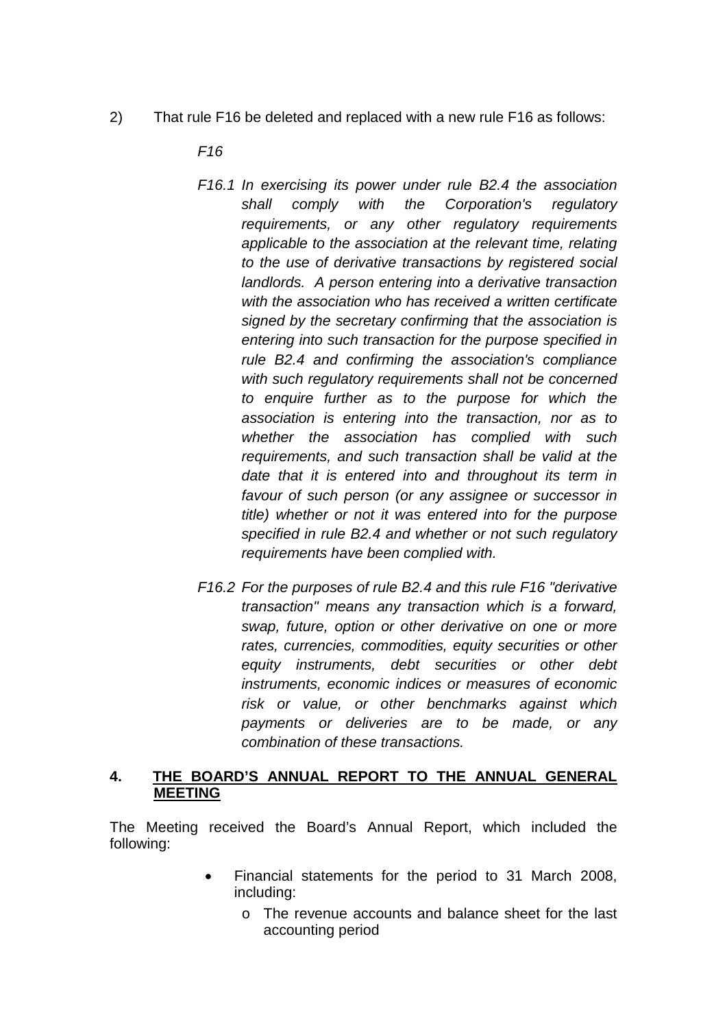2) That rule F16 be deleted and replaced with a new rule F16 as follows:

*F16*

*F16.1 In exercising its power under rule B2.4 the association shall comply with the Corporation's regulatory requirements, or any other regulatory requirements applicable to the association at the relevant time, relating to the use of derivative transactions by registered social landlords. A person entering into a derivative transaction with the association who has received a written certificate signed by the secretary confirming that the association is entering into such transaction for the purpose specified in rule B2.4 and confirming the association's compliance with such regulatory requirements shall not be concerned to enquire further as to the purpose for which the association is entering into the transaction, nor as to whether the association has complied with such requirements, and such transaction shall be valid at the date that it is entered into and throughout its term in favour of such person (or any assignee or successor in title) whether or not it was entered into for the purpose specified in rule B2.4 and whether or not such regulatory requirements have been complied with.*

*F16.2 For the purposes of rule B2.4 and this rule F16 "derivative transaction" means any transaction which is a forward, swap, future, option or other derivative on one or more rates, currencies, commodities, equity securities or other equity instruments, debt securities or other debt instruments, economic indices or measures of economic risk or value, or other benchmarks against which payments or deliveries are to be made, or any combination of these transactions.*

## 4. THE BOARD'S ANNUAL REPORT TO THE ANNUAL GENERAL MEETING

The Meeting received the Board's Annual Report, which included the following:

- Financial statements for the period to 31 March 2008, including:
  - The revenue accounts and balance sheet for the last accounting period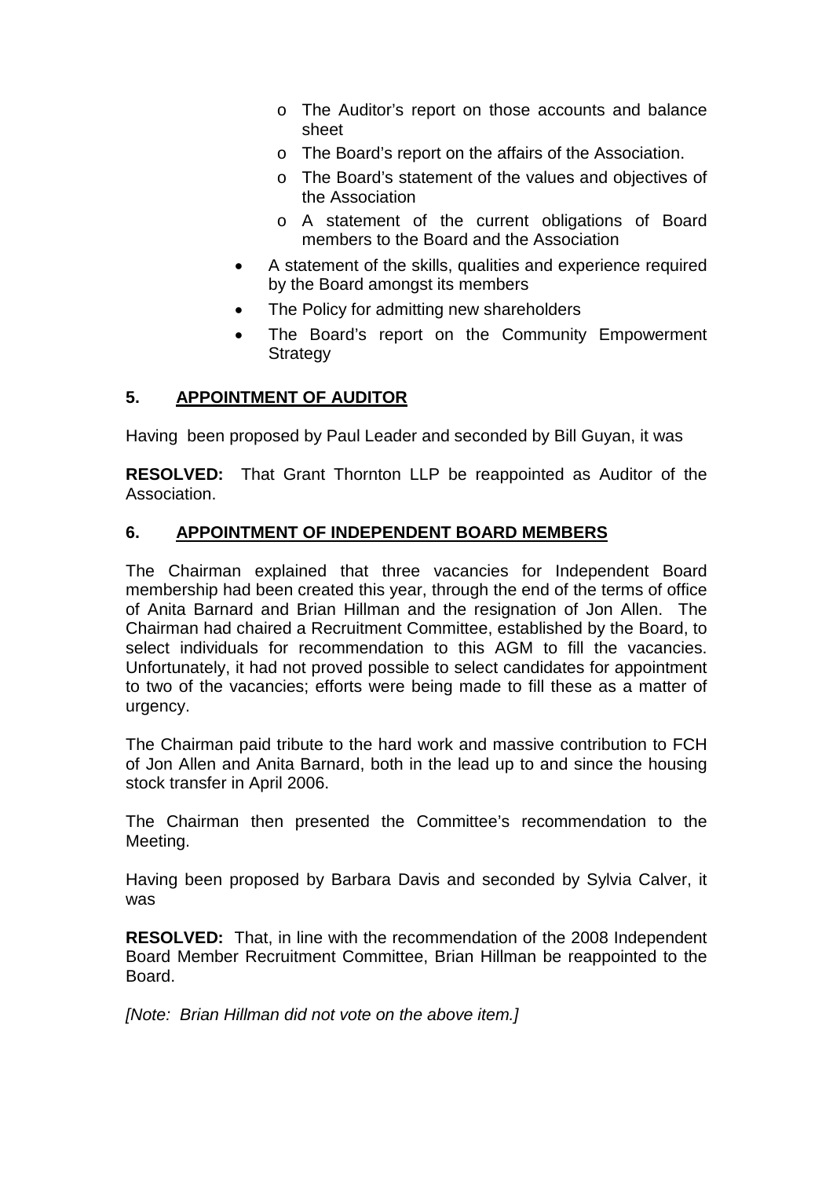- The Auditor's report on those accounts and balance sheet
    - The Board's report on the affairs of the Association.
    - The Board's statement of the values and objectives of the Association
    - A statement of the current obligations of Board members to the Board and the Association
- A statement of the skills, qualities and experience required by the Board amongst its members
- The Policy for admitting new shareholders
- The Board's report on the Community Empowerment Strategy

## 5. APPOINTMENT OF AUDITOR

Having been proposed by Paul Leader and seconded by Bill Guyan, it was

**RESOLVED:** That Grant Thornton LLP be reappointed as Auditor of the Association.

## 6. APPOINTMENT OF INDEPENDENT BOARD MEMBERS

The Chairman explained that three vacancies for Independent Board membership had been created this year, through the end of the terms of office of Anita Barnard and Brian Hillman and the resignation of Jon Allen. The Chairman had chaired a Recruitment Committee, established by the Board, to select individuals for recommendation to this AGM to fill the vacancies. Unfortunately, it had not proved possible to select candidates for appointment to two of the vacancies; efforts were being made to fill these as a matter of urgency.

The Chairman paid tribute to the hard work and massive contribution to FCH of Jon Allen and Anita Barnard, both in the lead up to and since the housing stock transfer in April 2006.

The Chairman then presented the Committee's recommendation to the Meeting.

Having been proposed by Barbara Davis and seconded by Sylvia Calver, it was

**RESOLVED:** That, in line with the recommendation of the 2008 Independent Board Member Recruitment Committee, Brian Hillman be reappointed to the Board.

*[Note: Brian Hillman did not vote on the above item.]*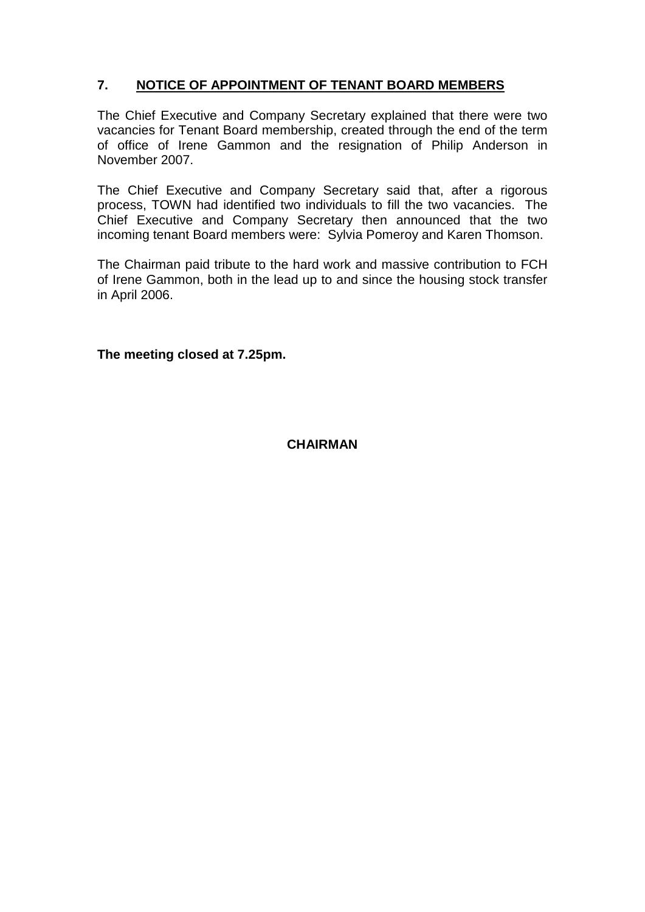## 7. NOTICE OF APPOINTMENT OF TENANT BOARD MEMBERS

The Chief Executive and Company Secretary explained that there were two vacancies for Tenant Board membership, created through the end of the term of office of Irene Gammon and the resignation of Philip Anderson in November 2007.

The Chief Executive and Company Secretary said that, after a rigorous process, TOWN had identified two individuals to fill the two vacancies. The Chief Executive and Company Secretary then announced that the two incoming tenant Board members were: Sylvia Pomeroy and Karen Thomson.

The Chairman paid tribute to the hard work and massive contribution to FCH of Irene Gammon, both in the lead up to and since the housing stock transfer in April 2006.

**The meeting closed at 7.25pm.**

**CHAIRMAN**